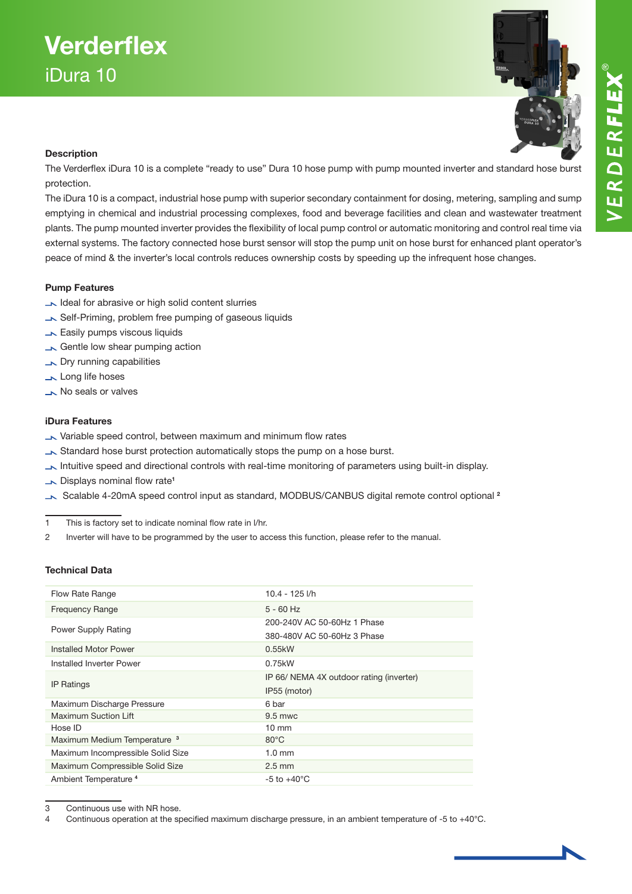# Verderflex

## iDura 10

### Description

The Verderflex iDura 10 is a complete "ready to use" Dura 10 hose pump with pump mounted inverter and standard hose burst protection.

The iDura 10 is a compact, industrial hose pump with superior secondary containment for dosing, metering, sampling and sump emptying in chemical and industrial processing complexes, food and beverage facilities and clean and wastewater treatment plants. The pump mounted inverter provides the flexibility of local pump control or automatic monitoring and control real time via external systems. The factory connected hose burst sensor will stop the pump unit on hose burst for enhanced plant operator's peace of mind & the inverter's local controls reduces ownership costs by speeding up the infrequent hose changes.

### Pump Features

- Ideal for abrasive or high solid content slurries
- Self-Priming, problem free pumping of gaseous liquids
- Easily pumps viscous liquids
- Gentle low shear pumping action
- Dry running capabilities
- Long life hoses
- No seals or valves

### iDura Features

- Variable speed control, between maximum and minimum flow rates
- Standard hose burst protection automatically stops the pump on a hose burst.
- Intuitive speed and directional controls with real-time monitoring of parameters using built-in display.
- Displays nominal flow rate[1]
- Scalable 4-20mA speed control input as standard, MODBUS/CANBUS digital remote control optional [2]

1 This is factory set to indicate nominal flow rate in l/hr.

2 Inverter will have to be programmed by the user to access this function, please refer to the manual.

### Technical Data

| | |
|---|---|
| Flow Rate Range | 10.4 - 125 l/h |
| Frequency Range | 5 - 60 Hz |
| Power Supply Rating | 200-240V AC 50-60Hz 1 Phase<br>380-480V AC 50-60Hz 3 Phase |
| Installed Motor Power | 0.55kW |
| Installed Inverter Power | 0.75kW |
| IP Ratings | IP 66/ NEMA 4X outdoor rating (inverter)<br>IP55 (motor) |
| Maximum Discharge Pressure | 6 bar |
| Maximum Suction Lift | 9.5 mwc |
| Hose ID | 10 mm |
| Maximum Medium Temperature [3] | 80°C |
| Maximum Incompressible Solid Size | 1.0 mm |
| Maximum Compressible Solid Size | 2.5 mm |
| Ambient Temperature [4] | -5 to +40°C |

3 Continuous use with NR hose.

4 Continuous operation at the specified maximum discharge pressure, in an ambient temperature of -5 to +40°C.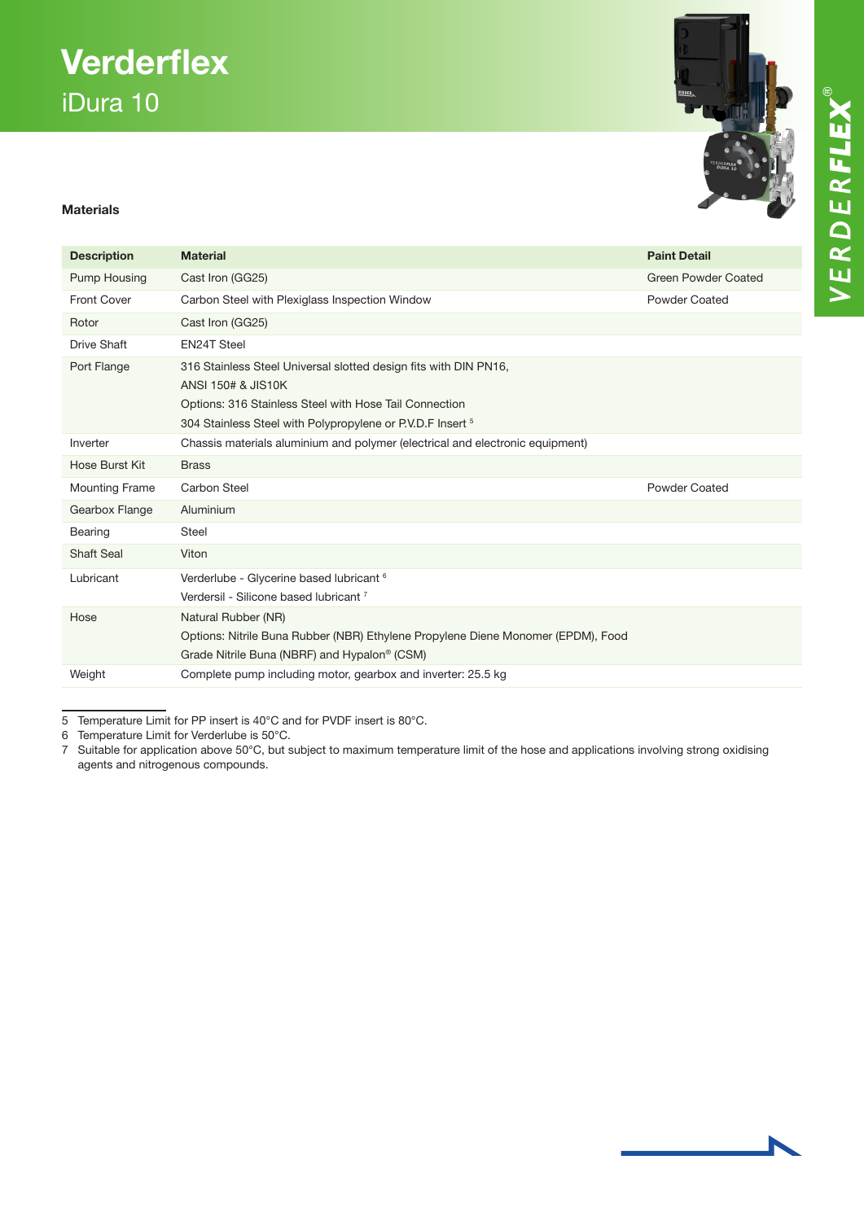# Verderflex

## iDura 10

### Materials

| Description | Material | Paint Detail |
|---|---|---|
| Pump Housing | Cast Iron (GG25) | Green Powder Coated |
| Front Cover | Carbon Steel with Plexiglass Inspection Window | Powder Coated |
| Rotor | Cast Iron (GG25) | |
| Drive Shaft | EN24T Steel | |
| Port Flange | 316 Stainless Steel Universal slotted design fits with DIN PN16, ANSI 150# & JIS10K<br>Options: 316 Stainless Steel with Hose Tail Connection<br>304 Stainless Steel with Polypropylene or P.V.D.F Insert [5] | |
| Inverter | Chassis materials aluminium and polymer (electrical and electronic equipment) | |
| Hose Burst Kit | Brass | |
| Mounting Frame | Carbon Steel | Powder Coated |
| Gearbox Flange | Aluminium | |
| Bearing | Steel | |
| Shaft Seal | Viton | |
| Lubricant | Verderlube - Glycerine based lubricant [6]<br>Verdersil - Silicone based lubricant [7] | |
| Hose | Natural Rubber (NR)<br>Options: Nitrile Buna Rubber (NBR) Ethylene Propylene Diene Monomer (EPDM), Food Grade Nitrile Buna (NBRF) and Hypalon® (CSM) | |
| Weight | Complete pump including motor, gearbox and inverter: 25.5 kg | |

5 Temperature Limit for PP insert is 40°C and for PVDF insert is 80°C.
6 Temperature Limit for Verderlube is 50°C.
7 Suitable for application above 50°C, but subject to maximum temperature limit of the hose and applications involving strong oxidising agents and nitrogenous compounds.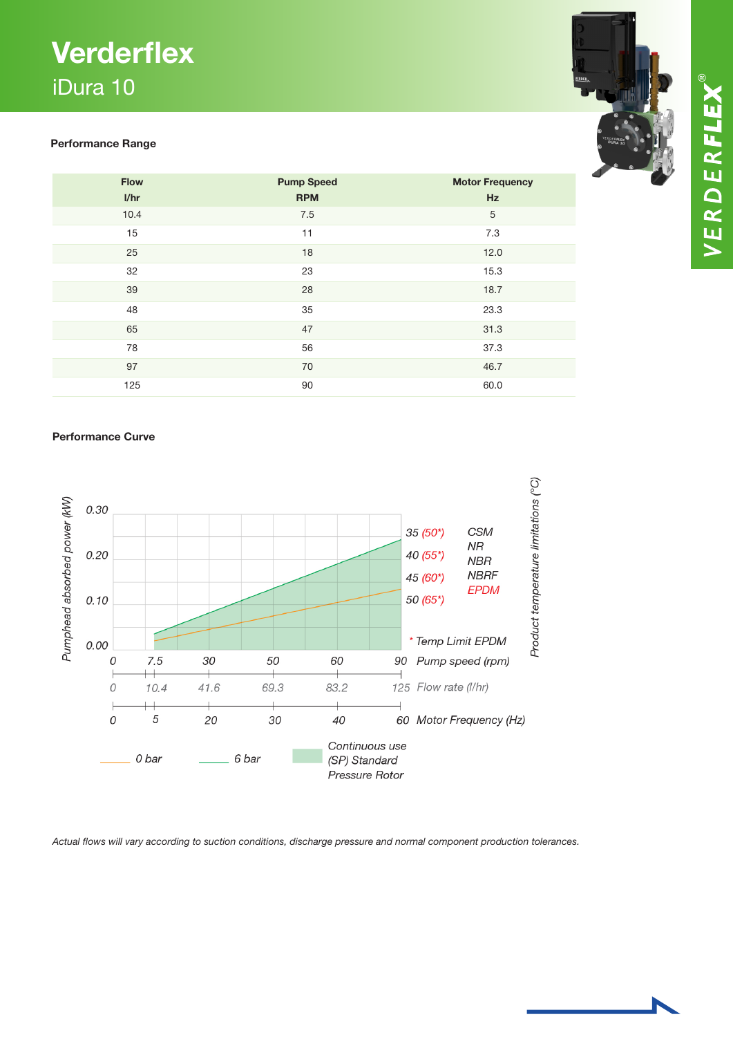# Verderflex

## iDura 10

### Performance Range

| Flow l/hr | Pump Speed RPM | Motor Frequency Hz |
|---|---|---|
| 10.4 | 7.5 | 5 |
| 15 | 11 | 7.3 |
| 25 | 18 | 12.0 |
| 32 | 23 | 15.3 |
| 39 | 28 | 18.7 |
| 48 | 35 | 23.3 |
| 65 | 47 | 31.3 |
| 78 | 56 | 37.3 |
| 97 | 70 | 46.7 |
| 125 | 90 | 60.0 |

### Performance Curve

Pumphead absorbed power (kW): 0.00, 0.10, 0.20, 0.30

Product temperature limitations (°C):

| | |
|---|---|
| 35 (50*) | CSM |
| 40 (55*) | NR |
| 45 (60*) | NBR |
| 50 (65*) | NBRF |
| | EPDM |

\* Temp Limit EPDM

| Pump speed (rpm) | 0 | 7.5 | 30 | 50 | 60 | 90 |
|---|---|---|---|---|---|---|
| Flow rate (l/hr) | 0 | 10.4 | 41.6 | 69.3 | 83.2 | 125 |
| Motor Frequency (Hz) | 0 | 5 | 20 | 30 | 40 | 60 |

0 bar — 6 bar — Continuous use (SP) Standard Pressure Rotor

*Actual flows will vary according to suction conditions, discharge pressure and normal component production tolerances.*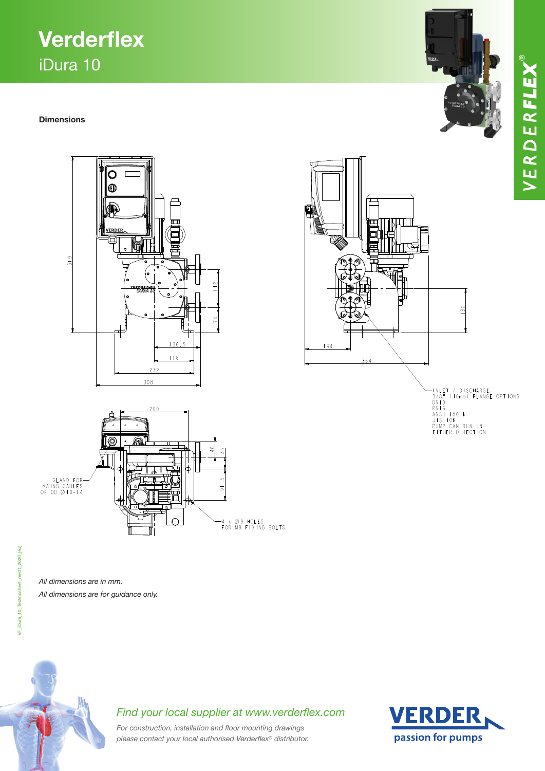# Verderflex

## iDura 10

**Dimensions**

519

112

74

136,5

116

232

308

134

364

130

INLET / DISCHARGE
3/8" (10mm) FLANGE OPTIONS
DN10
PN16
ANSI 150lb
JIS 10K
PUMP CAN RUN IN
EITHER DIRECTION

200

46

35

91,5

GLAND FOR
MAINS CABLES
OF OD Ø10-14

4 x Ø9 HOLES
FOR M8 FIXING BOLTS

*All dimensions are in mm.*

*All dimensions are for guidance only.*

VF_iDura_10_Technosheet_rev01_2020_(eu)

*Find your local supplier at www.verderflex.com*

*For construction, installation and floor mounting drawings please contact your local authorised Verderflex® distributor.*

VERDER
passion for pumps